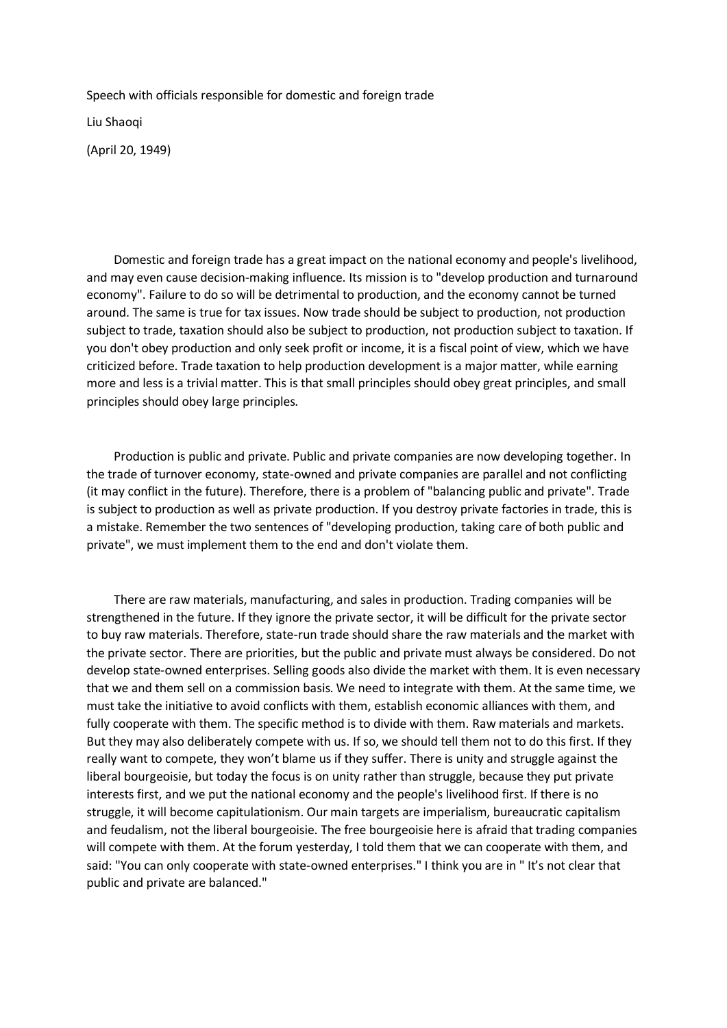Speech with officials responsible for domestic and foreign trade

Liu Shaoqi

(April 20, 1949)

Domestic and foreign trade has a great impact on the national economy and people's livelihood, and may even cause decision-making influence. Its mission is to "develop production and turnaround economy". Failure to do so will be detrimental to production, and the economy cannot be turned around. The same is true for tax issues. Now trade should be subject to production, not production subject to trade, taxation should also be subject to production, not production subject to taxation. If you don't obey production and only seek profit or income, it is a fiscal point of view, which we have criticized before. Trade taxation to help production development is a major matter, while earning more and less is a trivial matter. This is that small principles should obey great principles, and small principles should obey large principles.

Production is public and private. Public and private companies are now developing together. In the trade of turnover economy, state-owned and private companies are parallel and not conflicting (it may conflict in the future). Therefore, there is a problem of "balancing public and private". Trade is subject to production as well as private production. If you destroy private factories in trade, this is a mistake. Remember the two sentences of "developing production, taking care of both public and private", we must implement them to the end and don't violate them.

There are raw materials, manufacturing, and sales in production. Trading companies will be strengthened in the future. If they ignore the private sector, it will be difficult for the private sector to buy raw materials. Therefore, state-run trade should share the raw materials and the market with the private sector. There are priorities, but the public and private must always be considered. Do not develop state-owned enterprises. Selling goods also divide the market with them. It is even necessary that we and them sell on a commission basis. We need to integrate with them. At the same time, we must take the initiative to avoid conflicts with them, establish economic alliances with them, and fully cooperate with them. The specific method is to divide with them. Raw materials and markets. But they may also deliberately compete with us. If so, we should tell them not to do this first. If they really want to compete, they won't blame us if they suffer. There is unity and struggle against the liberal bourgeoisie, but today the focus is on unity rather than struggle, because they put private interests first, and we put the national economy and the people's livelihood first. If there is no struggle, it will become capitulationism. Our main targets are imperialism, bureaucratic capitalism and feudalism, not the liberal bourgeoisie. The free bourgeoisie here is afraid that trading companies will compete with them. At the forum yesterday, I told them that we can cooperate with them, and said: "You can only cooperate with state-owned enterprises." I think you are in " It's not clear that public and private are balanced."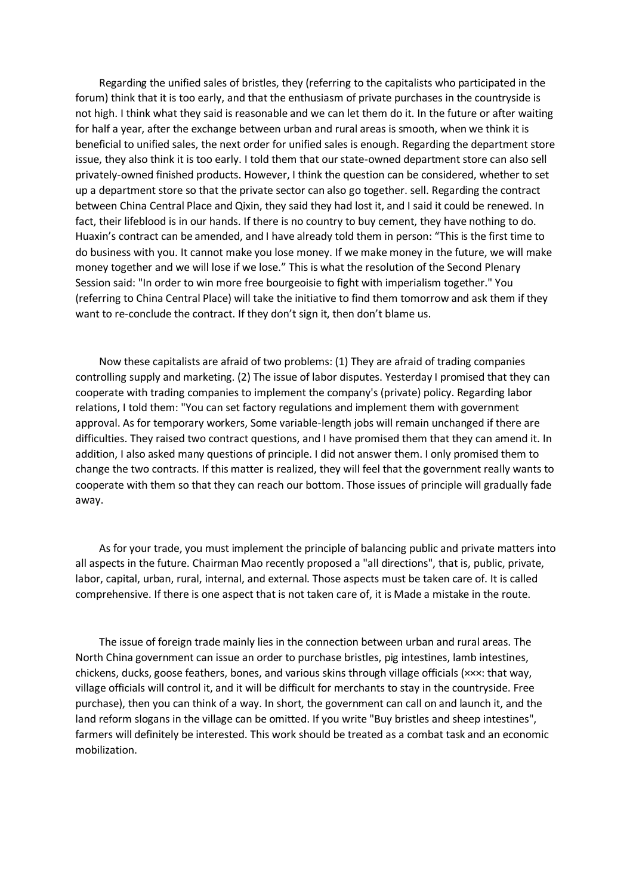Regarding the unified sales of bristles, they (referring to the capitalists who participated in the forum) think that it is too early, and that the enthusiasm of private purchases in the countryside is not high. I think what they said is reasonable and we can let them do it. In the future or after waiting for half a year, after the exchange between urban and rural areas is smooth, when we think it is beneficial to unified sales, the next order for unified sales is enough. Regarding the department store issue, they also think it is too early. I told them that our state-owned department store can also sell privately-owned finished products. However, I think the question can be considered, whether to set up a department store so that the private sector can also go together. sell. Regarding the contract between China Central Place and Qixin, they said they had lost it, and I said it could be renewed. In fact, their lifeblood is in our hands. If there is no country to buy cement, they have nothing to do. Huaxin's contract can be amended, and I have already told them in person: "This is the first time to do business with you. It cannot make you lose money. If we make money in the future, we will make money together and we will lose if we lose." This is what the resolution of the Second Plenary Session said: "In order to win more free bourgeoisie to fight with imperialism together." You (referring to China Central Place) will take the initiative to find them tomorrow and ask them if they want to re-conclude the contract. If they don't sign it, then don't blame us.

Now these capitalists are afraid of two problems: (1) They are afraid of trading companies controlling supply and marketing. (2) The issue of labor disputes. Yesterday I promised that they can cooperate with trading companies to implement the company's (private) policy. Regarding labor relations, I told them: "You can set factory regulations and implement them with government approval. As for temporary workers, Some variable-length jobs will remain unchanged if there are difficulties. They raised two contract questions, and I have promised them that they can amend it. In addition, I also asked many questions of principle. I did not answer them. I only promised them to change the two contracts. If this matter is realized, they will feel that the government really wants to cooperate with them so that they can reach our bottom. Those issues of principle will gradually fade away.

As for your trade, you must implement the principle of balancing public and private matters into all aspects in the future. Chairman Mao recently proposed a "all directions", that is, public, private, labor, capital, urban, rural, internal, and external. Those aspects must be taken care of. It is called comprehensive. If there is one aspect that is not taken care of, it is Made a mistake in the route.

The issue of foreign trade mainly lies in the connection between urban and rural areas. The North China government can issue an order to purchase bristles, pig intestines, lamb intestines, chickens, ducks, goose feathers, bones, and various skins through village officials (×××: that way, village officials will control it, and it will be difficult for merchants to stay in the countryside. Free purchase), then you can think of a way. In short, the government can call on and launch it, and the land reform slogans in the village can be omitted. If you write "Buy bristles and sheep intestines", farmers will definitely be interested. This work should be treated as a combat task and an economic mobilization.